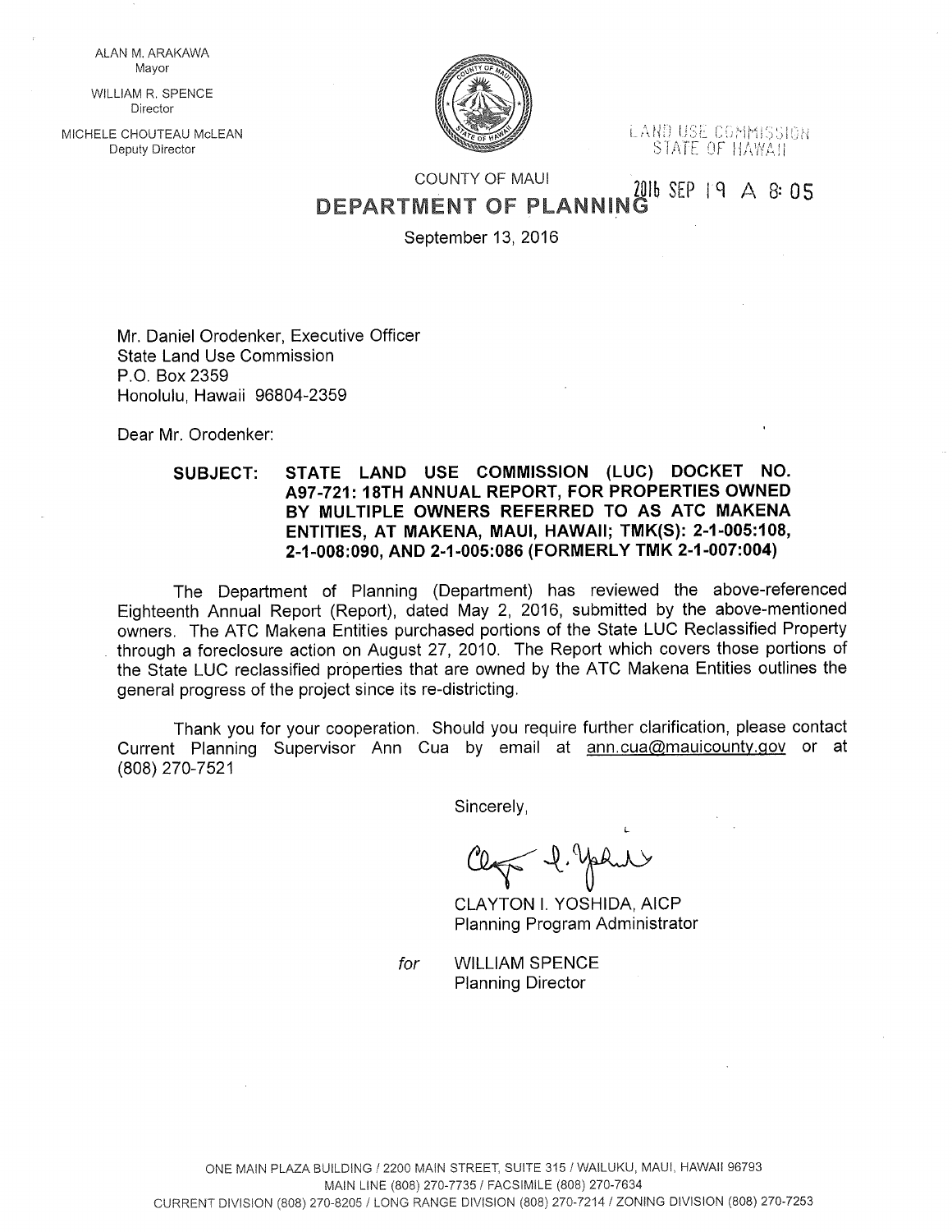ALAN M. ARAKAWA
Mayor

WILLIAM R. SPENCE
Director

MICHELE CHOUTEAU McLEAN
Deputy Director

LAND USE COMMISSION
STATE OF HAWAII

COUNTY OF MAUI

2016 SEP 19 A 8:05

# DEPARTMENT OF PLANNING

September 13, 2016

Mr. Daniel Orodenker, Executive Officer
State Land Use Commission
P.O. Box 2359
Honolulu, Hawaii 96804-2359

Dear Mr. Orodenker:

**SUBJECT: STATE LAND USE COMMISSION (LUC) DOCKET NO. A97-721: 18TH ANNUAL REPORT, FOR PROPERTIES OWNED BY MULTIPLE OWNERS REFERRED TO AS ATC MAKENA ENTITIES, AT MAKENA, MAUI, HAWAII; TMK(S): 2-1-005:108, 2-1-008:090, AND 2-1-005:086 (FORMERLY TMK 2-1-007:004)**

The Department of Planning (Department) has reviewed the above-referenced Eighteenth Annual Report (Report), dated May 2, 2016, submitted by the above-mentioned owners. The ATC Makena Entities purchased portions of the State LUC Reclassified Property through a foreclosure action on August 27, 2010. The Report which covers those portions of the State LUC reclassified properties that are owned by the ATC Makena Entities outlines the general progress of the project since its re-districting.

Thank you for your cooperation. Should you require further clarification, please contact Current Planning Supervisor Ann Cua by email at ann.cua@mauicounty.gov or at (808) 270-7521

Sincerely,

CLAYTON I. YOSHIDA, AICP
Planning Program Administrator

*for* WILLIAM SPENCE
Planning Director

ONE MAIN PLAZA BUILDING / 2200 MAIN STREET, SUITE 315 / WAILUKU, MAUI, HAWAII 96793
MAIN LINE (808) 270-7735 / FACSIMILE (808) 270-7634
CURRENT DIVISION (808) 270-8205 / LONG RANGE DIVISION (808) 270-7214 / ZONING DIVISION (808) 270-7253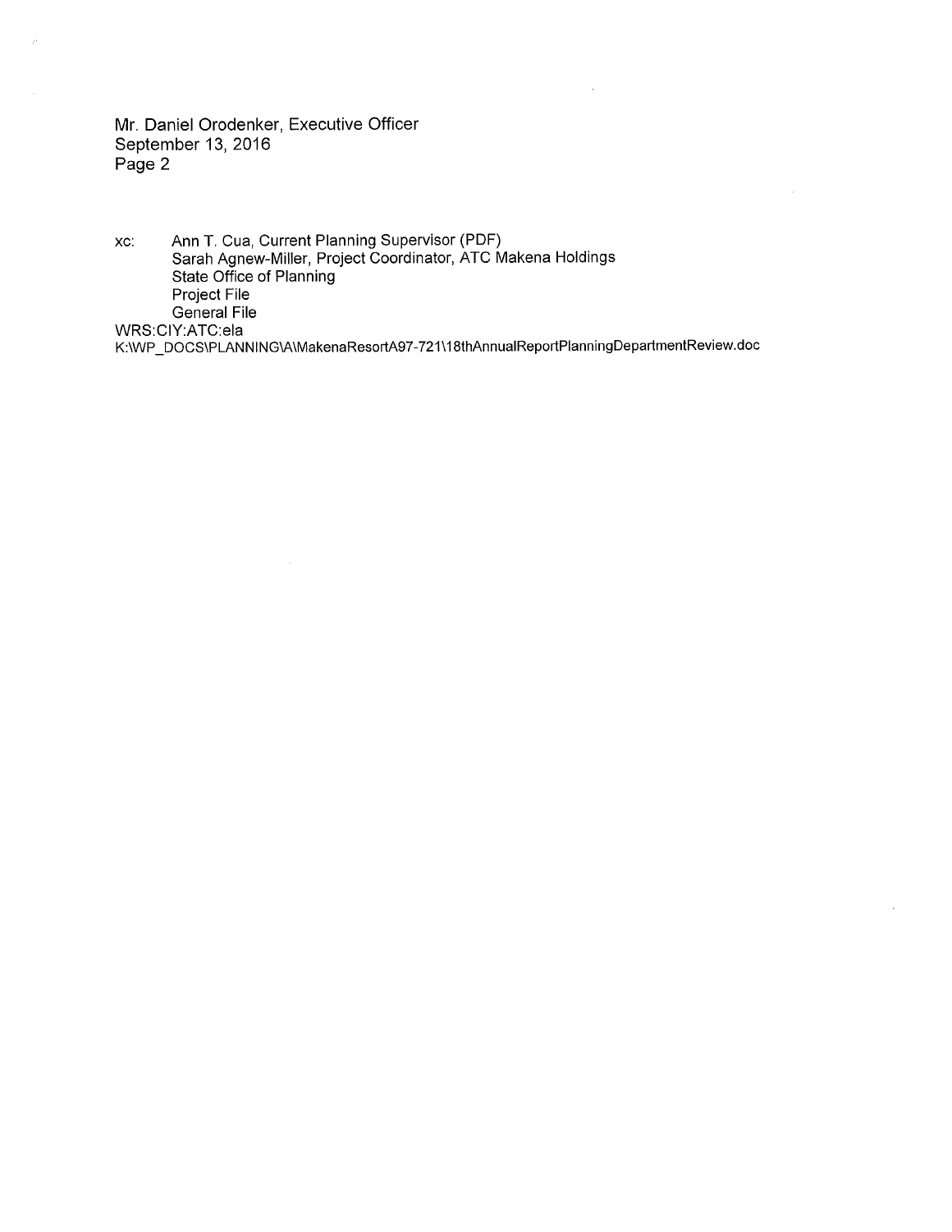xc: Ann T. Cua, Current Planning Supervisor (PDF)
Sarah Agnew-Miller, Project Coordinator, ATC Makena Holdings
State Office of Planning
Project File
General File

WRS:CIY:ATC:ela
K:\WP_DOCS\PLANNING\A\MakenaResortA97-721\18thAnnualReportPlanningDepartmentReview.doc